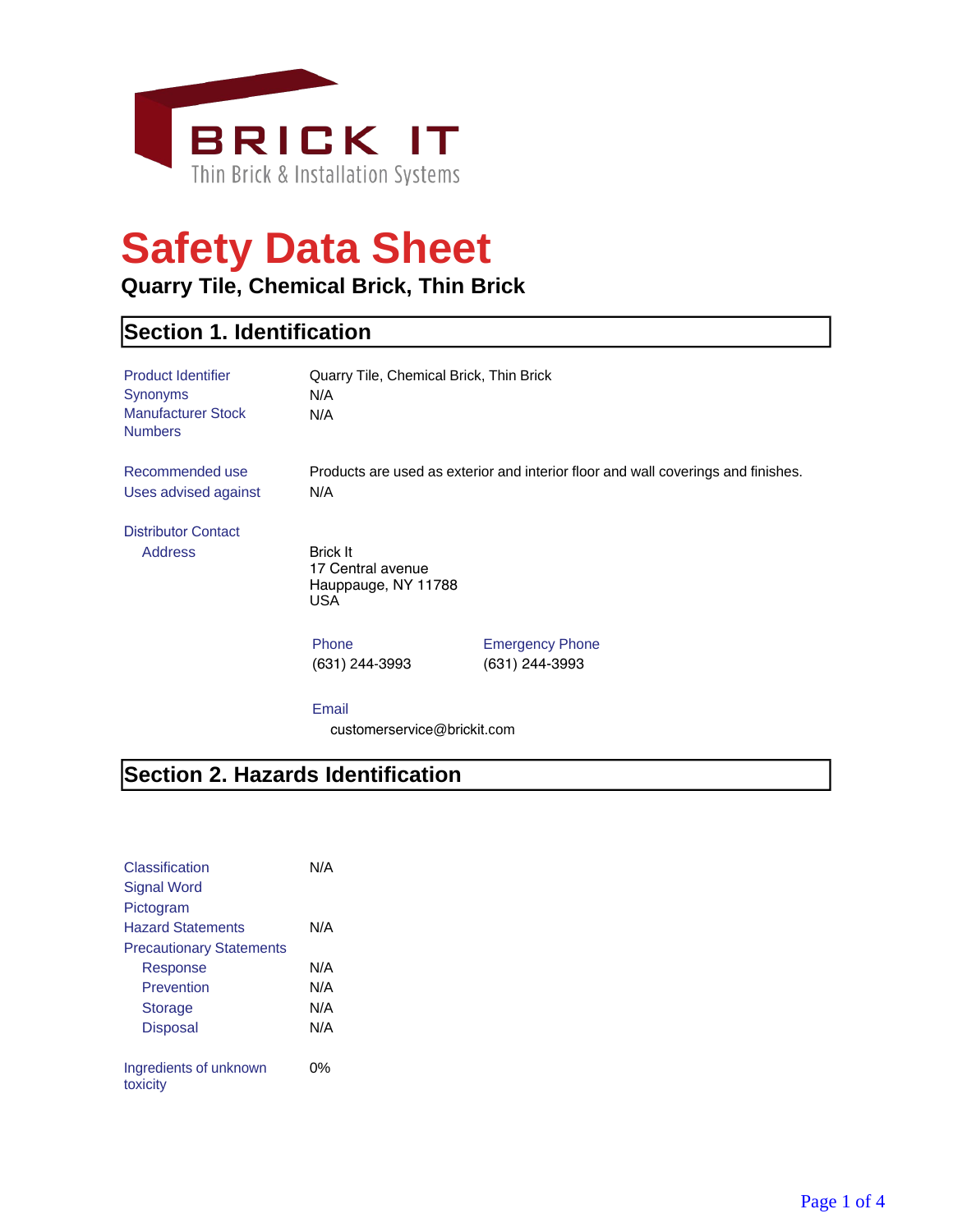BRICK IT

Thin Brick & Installation Systems

# Safety Data Sheet

### Quarry Tile, Chemical Brick, Thin Brick

## Section 1. Identification

| | |
|---|---|
| Product Identifier | Quarry Tile, Chemical Brick, Thin Brick |
| Synonyms | N/A |
| Manufacturer Stock Numbers | N/A |
| Recommended use | Products are used as exterior and interior floor and wall coverings and finishes. |
| Uses advised against | N/A |

**Distributor Contact**

Address

Brick It
17 Central avenue
Hauppauge, NY 11788
USA

| Phone | Emergency Phone |
|---|---|
| (631) 244-3993 | (631) 244-3993 |

Email

customerservice@brickit.com

## Section 2. Hazards Identification

| | |
|---|---|
| Classification | N/A |
| Signal Word | |
| Pictogram | |
| Hazard Statements | N/A |
| Precautionary Statements | |
| Response | N/A |
| Prevention | N/A |
| Storage | N/A |
| Disposal | N/A |
| Ingredients of unknown toxicity | 0% |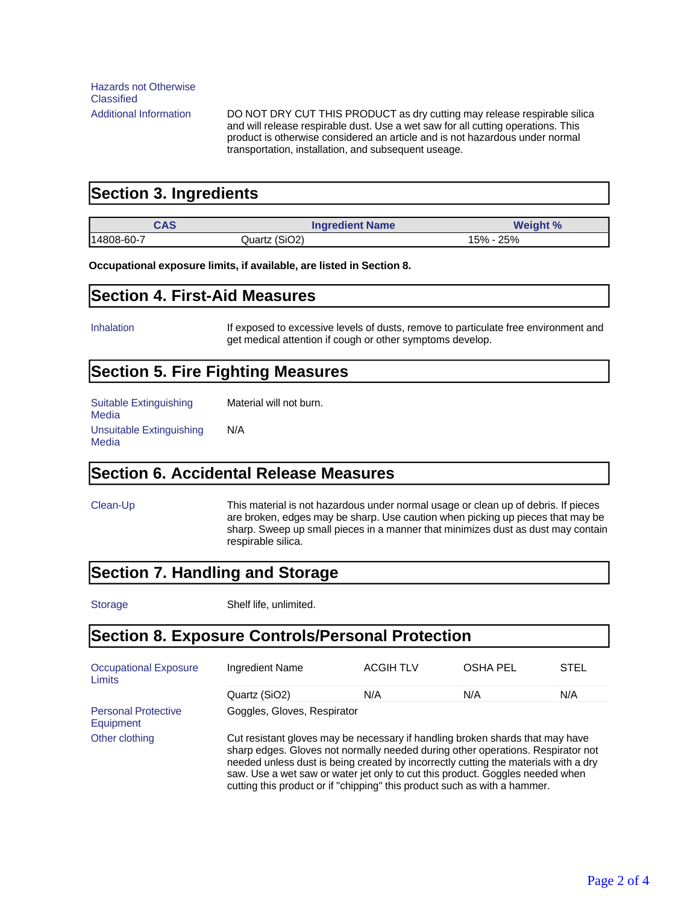| | |
|---|---|
| Hazards not Otherwise Classified | |
| Additional Information | DO NOT DRY CUT THIS PRODUCT as dry cutting may release respirable silica and will release respirable dust. Use a wet saw for all cutting operations. This product is otherwise considered an article and is not hazardous under normal transportation, installation, and subsequent useage. |

## Section 3. Ingredients

| CAS | Ingredient Name | Weight % |
|---|---|---|
| 14808-60-7 | Quartz ($SiO_2$) | 15% - 25% |

**Occupational exposure limits, if available, are listed in Section 8.**

## Section 4. First-Aid Measures

| | |
|---|---|
| Inhalation | If exposed to excessive levels of dusts, remove to particulate free environment and get medical attention if cough or other symptoms develop. |

## Section 5. Fire Fighting Measures

| | |
|---|---|
| Suitable Extinguishing Media | Material will not burn. |
| Unsuitable Extinguishing Media | N/A |

## Section 6. Accidental Release Measures

| | |
|---|---|
| Clean-Up | This material is not hazardous under normal usage or clean up of debris. If pieces are broken, edges may be sharp. Use caution when picking up pieces that may be sharp. Sweep up small pieces in a manner that minimizes dust as dust may contain respirable silica. |

## Section 7. Handling and Storage

| | |
|---|---|
| Storage | Shelf life, unlimited. |

## Section 8. Exposure Controls/Personal Protection

Occupational Exposure Limits

| Ingredient Name | ACGIH TLV | OSHA PEL | STEL |
|---|---|---|---|
| Quartz ($SiO_2$) | N/A | N/A | N/A |

| | |
|---|---|
| Personal Protective Equipment | Goggles, Gloves, Respirator |
| Other clothing | Cut resistant gloves may be necessary if handling broken shards that may have sharp edges. Gloves not normally needed during other operations. Respirator not needed unless dust is being created by incorrectly cutting the materials with a dry saw. Use a wet saw or water jet only to cut this product. Goggles needed when cutting this product or if "chipping" this product such as with a hammer. |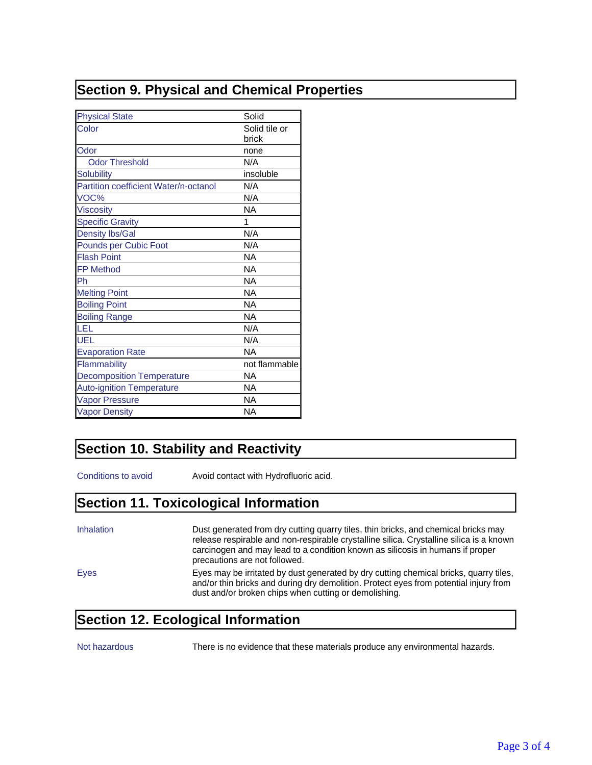## Section 9. Physical and Chemical Properties

| Property | Value |
|---|---|
| Physical State | Solid |
| Color | Solid tile or brick |
| Odor | none |
| Odor Threshold | N/A |
| Solubility | insoluble |
| Partition coefficient Water/n-octanol | N/A |
| VOC% | N/A |
| Viscosity | NA |
| Specific Gravity | 1 |
| Density lbs/Gal | N/A |
| Pounds per Cubic Foot | N/A |
| Flash Point | NA |
| FP Method | NA |
| Ph | NA |
| Melting Point | NA |
| Boiling Point | NA |
| Boiling Range | NA |
| LEL | N/A |
| UEL | N/A |
| Evaporation Rate | NA |
| Flammability | not flammable |
| Decomposition Temperature | NA |
| Auto-ignition Temperature | NA |
| Vapor Pressure | NA |
| Vapor Density | NA |

## Section 10. Stability and Reactivity

**Conditions to avoid** Avoid contact with Hydrofluoric acid.

## Section 11. Toxicological Information

**Inhalation** Dust generated from dry cutting quarry tiles, thin bricks, and chemical bricks may release respirable and non-respirable crystalline silica. Crystalline silica is a known carcinogen and may lead to a condition known as silicosis in humans if proper precautions are not followed.

**Eyes** Eyes may be irritated by dust generated by dry cutting chemical bricks, quarry tiles, and/or thin bricks and during dry demolition. Protect eyes from potential injury from dust and/or broken chips when cutting or demolishing.

## Section 12. Ecological Information

**Not hazardous** There is no evidence that these materials produce any environmental hazards.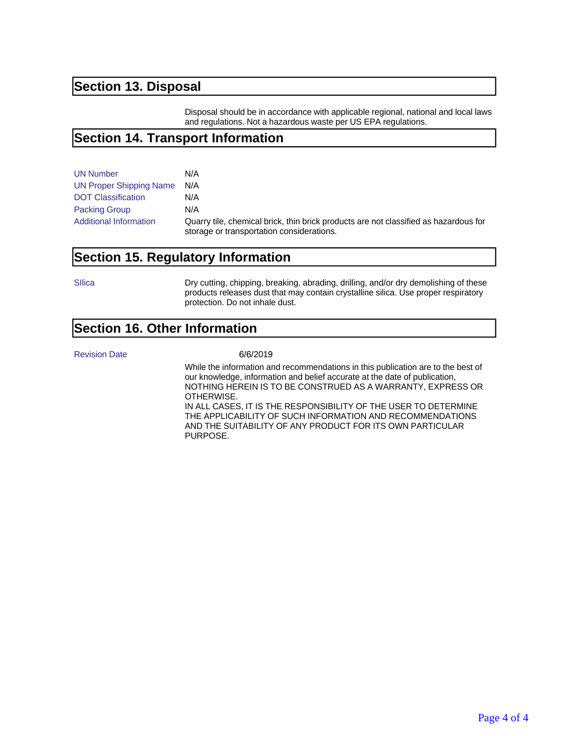## Section 13. Disposal

Disposal should be in accordance with applicable regional, national and local laws and regulations. Not a hazardous waste per US EPA regulations.

## Section 14. Transport Information

| | |
|---|---|
| UN Number | N/A |
| UN Proper Shipping Name | N/A |
| DOT Classification | N/A |
| Packing Group | N/A |
| Additional Information | Quarry tile, chemical brick, thin brick products are not classified as hazardous for storage or transportation considerations. |

## Section 15. Regulatory Information

| | |
|---|---|
| SIlica | Dry cutting, chipping, breaking, abrading, drilling, and/or dry demolishing of these products releases dust that may contain crystalline silica. Use proper respiratory protection. Do not inhale dust. |

## Section 16. Other Information

Revision Date 6/6/2019

While the information and recommendations in this publication are to the best of our knowledge, information and belief accurate at the date of publication, NOTHING HEREIN IS TO BE CONSTRUED AS A WARRANTY, EXPRESS OR OTHERWISE.

IN ALL CASES, IT IS THE RESPONSIBILITY OF THE USER TO DETERMINE THE APPLICABILITY OF SUCH INFORMATION AND RECOMMENDATIONS AND THE SUITABILITY OF ANY PRODUCT FOR ITS OWN PARTICULAR PURPOSE.